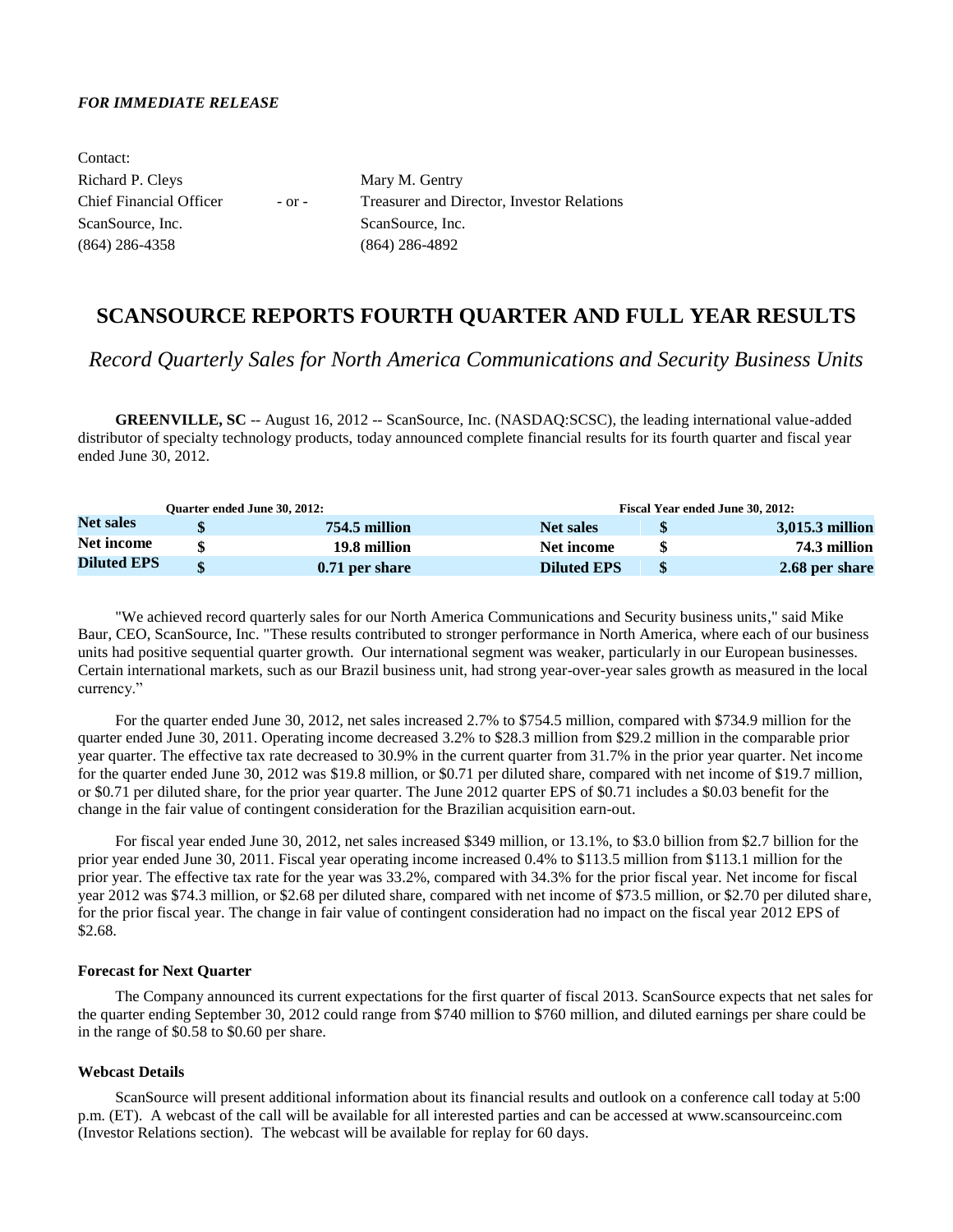***FOR IMMEDIATE RELEASE***

Contact:

| | | |
|---|---|---|
| Richard P. Cleys | | Mary M. Gentry |
| Chief Financial Officer | - or - | Treasurer and Director, Investor Relations |
| ScanSource, Inc. | | ScanSource, Inc. |
| (864) 286-4358 | | (864) 286-4892 |

# SCANSOURCE REPORTS FOURTH QUARTER AND FULL YEAR RESULTS

## *Record Quarterly Sales for North America Communications and Security Business Units*

**GREENVILLE, SC** -- August 16, 2012 -- ScanSource, Inc. (NASDAQ:SCSC), the leading international value-added distributor of specialty technology products, today announced complete financial results for its fourth quarter and fiscal year ended June 30, 2012.

| Quarter ended June 30, 2012: | | | Fiscal Year ended June 30, 2012: | | |
|---|---|---|---|---|---|
| **Net sales** | **$** | **754.5 million** | **Net sales** | **$** | **3,015.3 million** |
| **Net income** | **$** | **19.8 million** | **Net income** | **$** | **74.3 million** |
| **Diluted EPS** | **$** | **0.71 per share** | **Diluted EPS** | **$** | **2.68 per share** |

"We achieved record quarterly sales for our North America Communications and Security business units," said Mike Baur, CEO, ScanSource, Inc. "These results contributed to stronger performance in North America, where each of our business units had positive sequential quarter growth. Our international segment was weaker, particularly in our European businesses. Certain international markets, such as our Brazil business unit, had strong year-over-year sales growth as measured in the local currency."

For the quarter ended June 30, 2012, net sales increased 2.7% to $754.5 million, compared with $734.9 million for the quarter ended June 30, 2011. Operating income decreased 3.2% to $28.3 million from $29.2 million in the comparable prior year quarter. The effective tax rate decreased to 30.9% in the current quarter from 31.7% in the prior year quarter. Net income for the quarter ended June 30, 2012 was $19.8 million, or $0.71 per diluted share, compared with net income of $19.7 million, or $0.71 per diluted share, for the prior year quarter. The June 2012 quarter EPS of $0.71 includes a $0.03 benefit for the change in the fair value of contingent consideration for the Brazilian acquisition earn-out.

For fiscal year ended June 30, 2012, net sales increased $349 million, or 13.1%, to $3.0 billion from $2.7 billion for the prior year ended June 30, 2011. Fiscal year operating income increased 0.4% to $113.5 million from $113.1 million for the prior year. The effective tax rate for the year was 33.2%, compared with 34.3% for the prior fiscal year. Net income for fiscal year 2012 was $74.3 million, or $2.68 per diluted share, compared with net income of $73.5 million, or $2.70 per diluted share, for the prior fiscal year. The change in fair value of contingent consideration had no impact on the fiscal year 2012 EPS of $2.68.

### Forecast for Next Quarter

The Company announced its current expectations for the first quarter of fiscal 2013. ScanSource expects that net sales for the quarter ending September 30, 2012 could range from $740 million to $760 million, and diluted earnings per share could be in the range of $0.58 to $0.60 per share.

### Webcast Details

ScanSource will present additional information about its financial results and outlook on a conference call today at 5:00 p.m. (ET). A webcast of the call will be available for all interested parties and can be accessed at www.scansourceinc.com (Investor Relations section). The webcast will be available for replay for 60 days.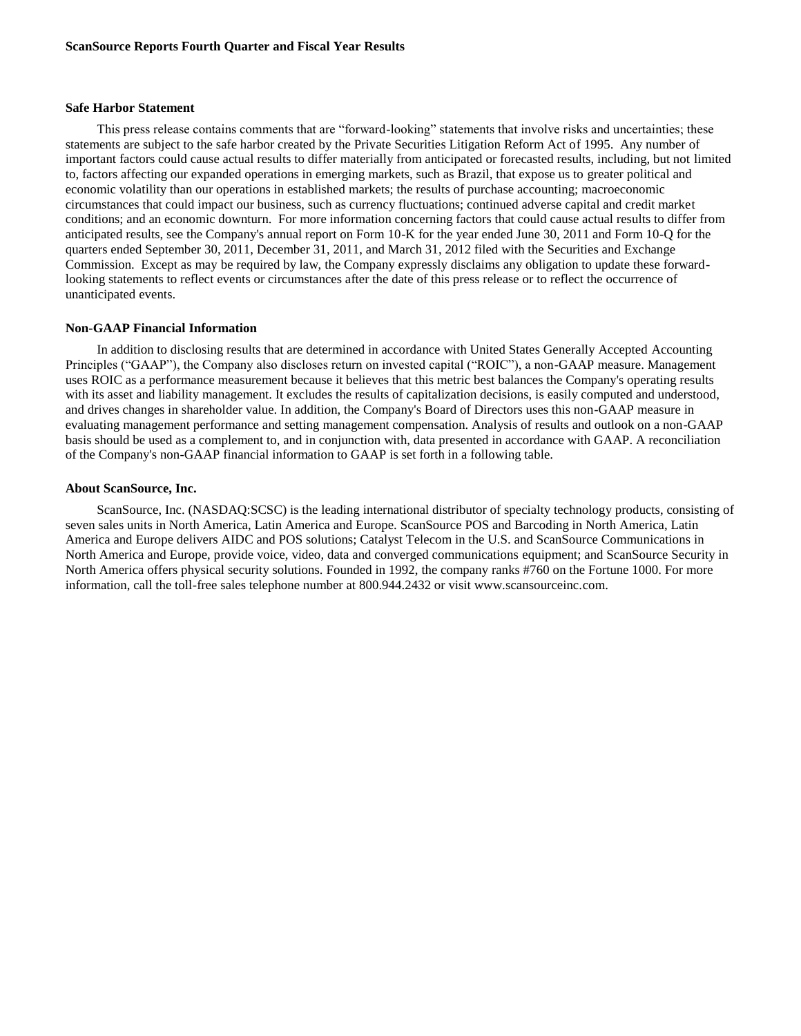### Safe Harbor Statement

This press release contains comments that are "forward-looking" statements that involve risks and uncertainties; these statements are subject to the safe harbor created by the Private Securities Litigation Reform Act of 1995. Any number of important factors could cause actual results to differ materially from anticipated or forecasted results, including, but not limited to, factors affecting our expanded operations in emerging markets, such as Brazil, that expose us to greater political and economic volatility than our operations in established markets; the results of purchase accounting; macroeconomic circumstances that could impact our business, such as currency fluctuations; continued adverse capital and credit market conditions; and an economic downturn. For more information concerning factors that could cause actual results to differ from anticipated results, see the Company's annual report on Form 10-K for the year ended June 30, 2011 and Form 10-Q for the quarters ended September 30, 2011, December 31, 2011, and March 31, 2012 filed with the Securities and Exchange Commission. Except as may be required by law, the Company expressly disclaims any obligation to update these forward-looking statements to reflect events or circumstances after the date of this press release or to reflect the occurrence of unanticipated events.

### Non-GAAP Financial Information

In addition to disclosing results that are determined in accordance with United States Generally Accepted Accounting Principles ("GAAP"), the Company also discloses return on invested capital ("ROIC"), a non-GAAP measure. Management uses ROIC as a performance measurement because it believes that this metric best balances the Company's operating results with its asset and liability management. It excludes the results of capitalization decisions, is easily computed and understood, and drives changes in shareholder value. In addition, the Company's Board of Directors uses this non-GAAP measure in evaluating management performance and setting management compensation. Analysis of results and outlook on a non-GAAP basis should be used as a complement to, and in conjunction with, data presented in accordance with GAAP. A reconciliation of the Company's non-GAAP financial information to GAAP is set forth in a following table.

### About ScanSource, Inc.

ScanSource, Inc. (NASDAQ:SCSC) is the leading international distributor of specialty technology products, consisting of seven sales units in North America, Latin America and Europe. ScanSource POS and Barcoding in North America, Latin America and Europe delivers AIDC and POS solutions; Catalyst Telecom in the U.S. and ScanSource Communications in North America and Europe, provide voice, video, data and converged communications equipment; and ScanSource Security in North America offers physical security solutions. Founded in 1992, the company ranks #760 on the Fortune 1000. For more information, call the toll-free sales telephone number at 800.944.2432 or visit www.scansourceinc.com.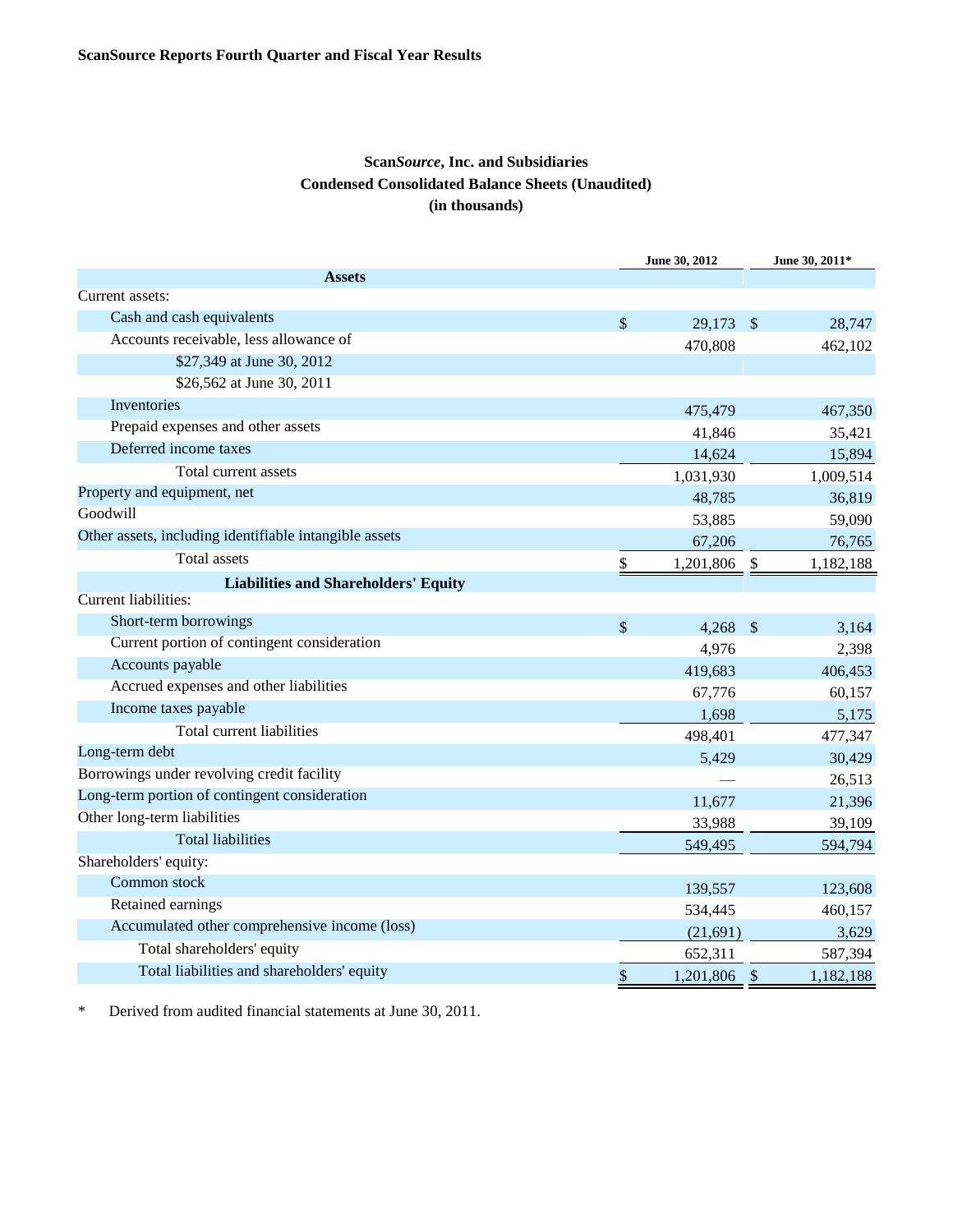**ScanSource Reports Fourth Quarter and Fiscal Year Results**

## Scan*Source*, Inc. and Subsidiaries
## Condensed Consolidated Balance Sheets (Unaudited)
## (in thousands)

| | June 30, 2012 | June 30, 2011* |
|---|---|---|
| **Assets** | | |
| Current assets: | | |
| Cash and cash equivalents | $ 29,173 | $ 28,747 |
| Accounts receivable, less allowance of | 470,808 | 462,102 |
| $27,349 at June 30, 2012 | | |
| $26,562 at June 30, 2011 | | |
| Inventories | 475,479 | 467,350 |
| Prepaid expenses and other assets | 41,846 | 35,421 |
| Deferred income taxes | 14,624 | 15,894 |
| Total current assets | 1,031,930 | 1,009,514 |
| Property and equipment, net | 48,785 | 36,819 |
| Goodwill | 53,885 | 59,090 |
| Other assets, including identifiable intangible assets | 67,206 | 76,765 |
| Total assets | $ 1,201,806 | $ 1,182,188 |
| **Liabilities and Shareholders' Equity** | | |
| Current liabilities: | | |
| Short-term borrowings | $ 4,268 | $ 3,164 |
| Current portion of contingent consideration | 4,976 | 2,398 |
| Accounts payable | 419,683 | 406,453 |
| Accrued expenses and other liabilities | 67,776 | 60,157 |
| Income taxes payable | 1,698 | 5,175 |
| Total current liabilities | 498,401 | 477,347 |
| Long-term debt | 5,429 | 30,429 |
| Borrowings under revolving credit facility | — | 26,513 |
| Long-term portion of contingent consideration | 11,677 | 21,396 |
| Other long-term liabilities | 33,988 | 39,109 |
| Total liabilities | 549,495 | 594,794 |
| Shareholders' equity: | | |
| Common stock | 139,557 | 123,608 |
| Retained earnings | 534,445 | 460,157 |
| Accumulated other comprehensive income (loss) | (21,691) | 3,629 |
| Total shareholders' equity | 652,311 | 587,394 |
| Total liabilities and shareholders' equity | $ 1,201,806 | $ 1,182,188 |

\* Derived from audited financial statements at June 30, 2011.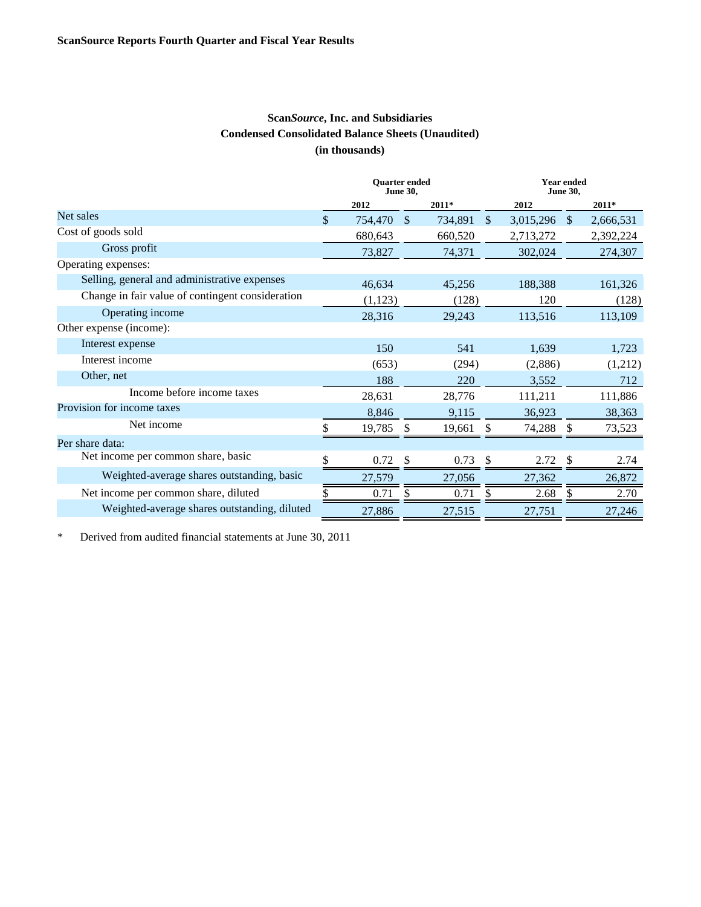**ScanSource Reports Fourth Quarter and Fiscal Year Results**

## Scan*Source*, Inc. and Subsidiaries
## Condensed Consolidated Balance Sheets (Unaudited)
## (in thousands)

| | Quarter ended June 30, | | Year ended June 30, | |
|---|---|---|---|---|
| | 2012 | 2011* | 2012 | 2011* |
| Net sales | $ 754,470 | $ 734,891 | $ 3,015,296 | $ 2,666,531 |
| Cost of goods sold | 680,643 | 660,520 | 2,713,272 | 2,392,224 |
| Gross profit | 73,827 | 74,371 | 302,024 | 274,307 |
| Operating expenses: | | | | |
| Selling, general and administrative expenses | 46,634 | 45,256 | 188,388 | 161,326 |
| Change in fair value of contingent consideration | (1,123) | (128) | 120 | (128) |
| Operating income | 28,316 | 29,243 | 113,516 | 113,109 |
| Other expense (income): | | | | |
| Interest expense | 150 | 541 | 1,639 | 1,723 |
| Interest income | (653) | (294) | (2,886) | (1,212) |
| Other, net | 188 | 220 | 3,552 | 712 |
| Income before income taxes | 28,631 | 28,776 | 111,211 | 111,886 |
| Provision for income taxes | 8,846 | 9,115 | 36,923 | 38,363 |
| Net income | $ 19,785 | $ 19,661 | $ 74,288 | $ 73,523 |
| Per share data: | | | | |
| Net income per common share, basic | $ 0.72 | $ 0.73 | $ 2.72 | $ 2.74 |
| Weighted-average shares outstanding, basic | 27,579 | 27,056 | 27,362 | 26,872 |
| Net income per common share, diluted | $ 0.71 | $ 0.71 | $ 2.68 | $ 2.70 |
| Weighted-average shares outstanding, diluted | 27,886 | 27,515 | 27,751 | 27,246 |

\* Derived from audited financial statements at June 30, 2011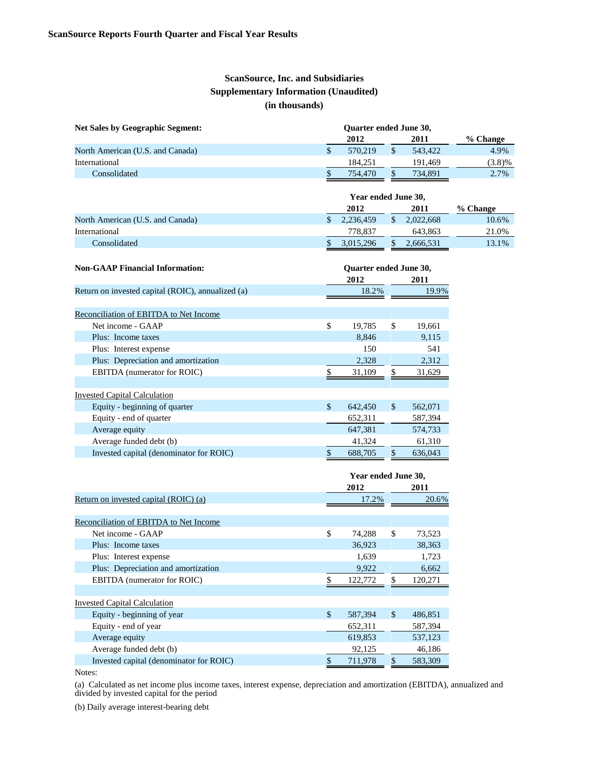**ScanSource Reports Fourth Quarter and Fiscal Year Results**

## ScanSource, Inc. and Subsidiaries
## Supplementary Information (Unaudited)
## (in thousands)

| Net Sales by Geographic Segment: | Quarter ended June 30, | | |
|---|---|---|---|
| | 2012 | 2011 | % Change |
| North American (U.S. and Canada) | $ 570,219 | $ 543,422 | 4.9% |
| International | 184,251 | 191,469 | (3.8)% |
| Consolidated | $ 754,470 | $ 734,891 | 2.7% |

| | Year ended June 30, | | |
|---|---|---|---|
| | 2012 | 2011 | % Change |
| North American (U.S. and Canada) | $ 2,236,459 | $ 2,022,668 | 10.6% |
| International | 778,837 | 643,863 | 21.0% |
| Consolidated | $ 3,015,296 | $ 2,666,531 | 13.1% |

| Non-GAAP Financial Information: | Quarter ended June 30, | |
|---|---|---|
| | 2012 | 2011 |
| Return on invested capital (ROIC), annualized (a) | 18.2% | 19.9% |
| | | |
| Reconciliation of EBITDA to Net Income | | |
| Net income - GAAP | $ 19,785 | $ 19,661 |
| Plus: Income taxes | 8,846 | 9,115 |
| Plus: Interest expense | 150 | 541 |
| Plus: Depreciation and amortization | 2,328 | 2,312 |
| EBITDA (numerator for ROIC) | $ 31,109 | $ 31,629 |
| | | |
| Invested Capital Calculation | | |
| Equity - beginning of quarter | $ 642,450 | $ 562,071 |
| Equity - end of quarter | 652,311 | 587,394 |
| Average equity | 647,381 | 574,733 |
| Average funded debt (b) | 41,324 | 61,310 |
| Invested capital (denominator for ROIC) | $ 688,705 | $ 636,043 |

| | Year ended June 30, | |
|---|---|---|
| | 2012 | 2011 |
| Return on invested capital (ROIC) (a) | 17.2% | 20.6% |
| | | |
| Reconciliation of EBITDA to Net Income | | |
| Net income - GAAP | $ 74,288 | $ 73,523 |
| Plus: Income taxes | 36,923 | 38,363 |
| Plus: Interest expense | 1,639 | 1,723 |
| Plus: Depreciation and amortization | 9,922 | 6,662 |
| EBITDA (numerator for ROIC) | $ 122,772 | $ 120,271 |
| | | |
| Invested Capital Calculation | | |
| Equity - beginning of year | $ 587,394 | $ 486,851 |
| Equity - end of year | 652,311 | 587,394 |
| Average equity | 619,853 | 537,123 |
| Average funded debt (b) | 92,125 | 46,186 |
| Invested capital (denominator for ROIC) | $ 711,978 | $ 583,309 |

Notes:

(a) Calculated as net income plus income taxes, interest expense, depreciation and amortization (EBITDA), annualized and divided by invested capital for the period

(b) Daily average interest-bearing debt